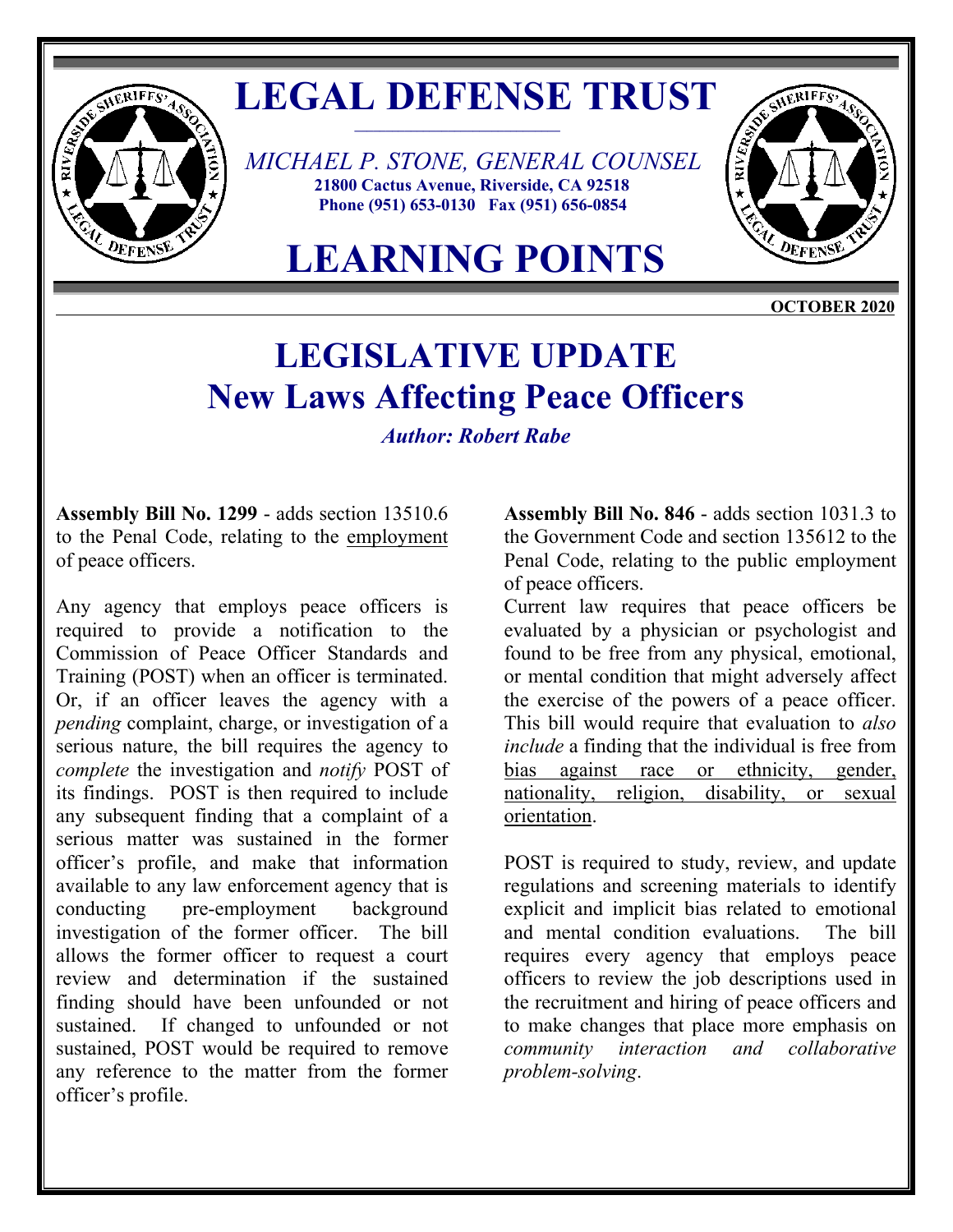# LEGAL DEFENSE TRUST

*MICHAEL P. STONE, GENERAL COUNSEL*
**21800 Cactus Avenue, Riverside, CA 92518**
**Phone (951) 653-0130 Fax (951) 656-0854**

# LEARNING POINTS

**OCTOBER 2020**

## LEGISLATIVE UPDATE
## New Laws Affecting Peace Officers

***Author: Robert Rabe***

**Assembly Bill No. 1299** - adds section 13510.6 to the Penal Code, relating to the employment of peace officers.

Any agency that employs peace officers is required to provide a notification to the Commission of Peace Officer Standards and Training (POST) when an officer is terminated. Or, if an officer leaves the agency with a *pending* complaint, charge, or investigation of a serious nature, the bill requires the agency to *complete* the investigation and *notify* POST of its findings. POST is then required to include any subsequent finding that a complaint of a serious matter was sustained in the former officer's profile, and make that information available to any law enforcement agency that is conducting pre-employment background investigation of the former officer. The bill allows the former officer to request a court review and determination if the sustained finding should have been unfounded or not sustained. If changed to unfounded or not sustained, POST would be required to remove any reference to the matter from the former officer's profile.

**Assembly Bill No. 846** - adds section 1031.3 to the Government Code and section 135612 to the Penal Code, relating to the public employment of peace officers.

Current law requires that peace officers be evaluated by a physician or psychologist and found to be free from any physical, emotional, or mental condition that might adversely affect the exercise of the powers of a peace officer. This bill would require that evaluation to *also include* a finding that the individual is free from bias against race or ethnicity, gender, nationality, religion, disability, or sexual orientation.

POST is required to study, review, and update regulations and screening materials to identify explicit and implicit bias related to emotional and mental condition evaluations. The bill requires every agency that employs peace officers to review the job descriptions used in the recruitment and hiring of peace officers and to make changes that place more emphasis on *community interaction and collaborative problem-solving*.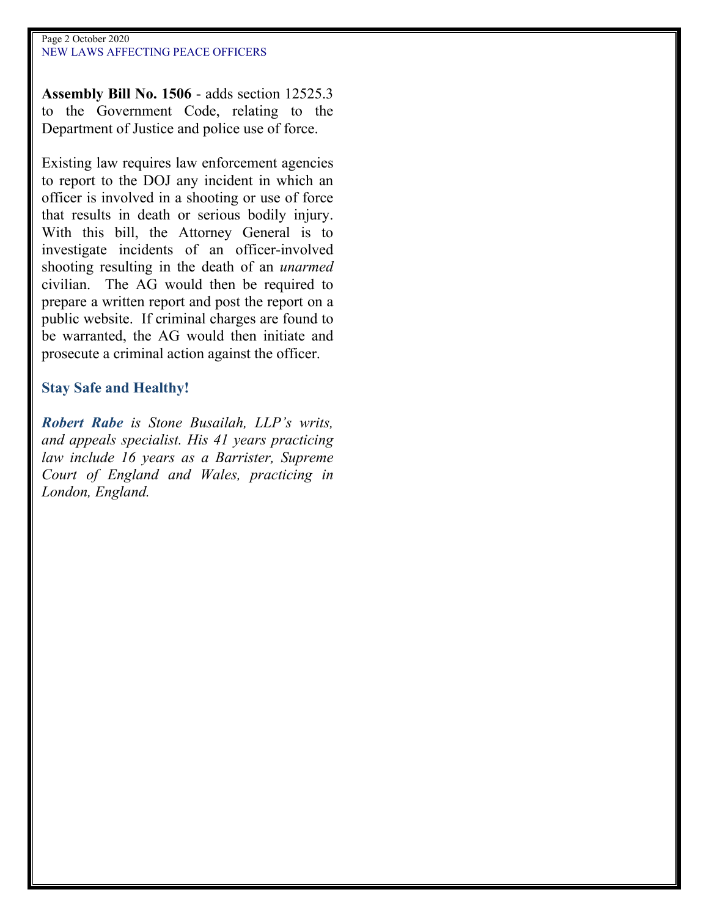**Assembly Bill No. 1506** - adds section 12525.3 to the Government Code, relating to the Department of Justice and police use of force.

Existing law requires law enforcement agencies to report to the DOJ any incident in which an officer is involved in a shooting or use of force that results in death or serious bodily injury. With this bill, the Attorney General is to investigate incidents of an officer-involved shooting resulting in the death of an *unarmed* civilian. The AG would then be required to prepare a written report and post the report on a public website. If criminal charges are found to be warranted, the AG would then initiate and prosecute a criminal action against the officer.

### Stay Safe and Healthy!

***Robert Rabe*** *is Stone Busailah, LLP's writs, and appeals specialist. His 41 years practicing law include 16 years as a Barrister, Supreme Court of England and Wales, practicing in London, England.*